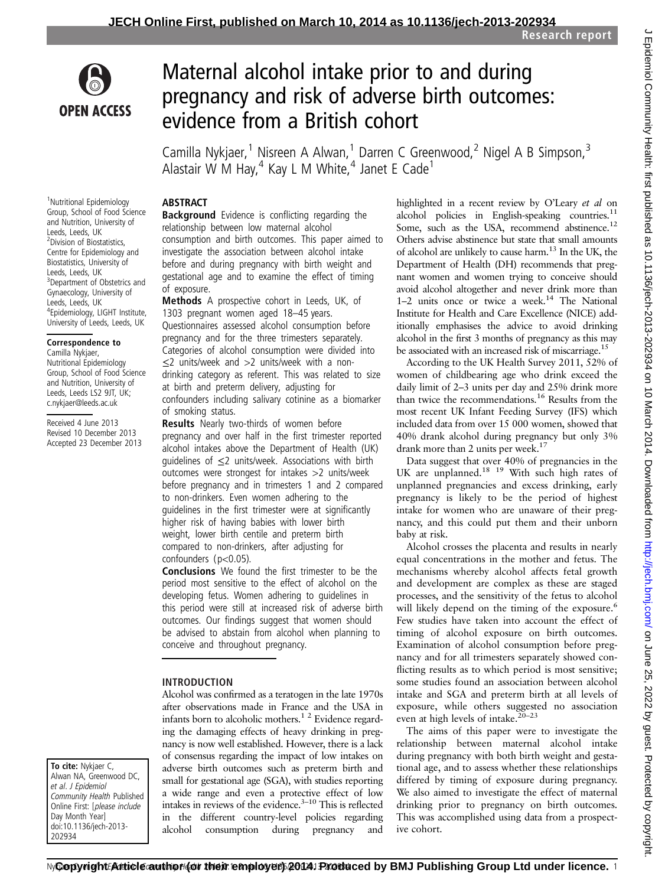# Maternal alcohol intake prior to and during pregnancy and risk of adverse birth outcomes: evidence from a British cohort

Camilla Nykjaer,[1] Nisreen A Alwan,[1] Darren C Greenwood,[2] Nigel A B Simpson,[3] Alastair W M Hay,[4] Kay L M White,[4] Janet E Cade[1]

[1]Nutritional Epidemiology Group, School of Food Science and Nutrition, University of Leeds, Leeds, UK
[2]Division of Biostatistics, Centre for Epidemiology and Biostatistics, University of Leeds, Leeds, UK
[3]Department of Obstetrics and Gynaecology, University of Leeds, Leeds, UK
[4]Epidemiology, LIGHT Institute, University of Leeds, Leeds, UK

**Correspondence to**
Camilla Nykjaer, Nutritional Epidemiology Group, School of Food Science and Nutrition, University of Leeds, Leeds LS2 9JT, UK; c.nykjaer@leeds.ac.uk

Received 4 June 2013
Revised 10 December 2013
Accepted 23 December 2013

**To cite:** Nykjaer C, Alwan NA, Greenwood DC, *et al. J Epidemiol Community Health* Published Online First: [*please include Day Month Year*] doi:10.1136/jech-2013-202934

## ABSTRACT

**Background** Evidence is conflicting regarding the relationship between low maternal alcohol consumption and birth outcomes. This paper aimed to investigate the association between alcohol intake before and during pregnancy with birth weight and gestational age and to examine the effect of timing of exposure.

**Methods** A prospective cohort in Leeds, UK, of 1303 pregnant women aged 18–45 years. Questionnaires assessed alcohol consumption before pregnancy and for the three trimesters separately. Categories of alcohol consumption were divided into ≤2 units/week and >2 units/week with a non-drinking category as referent. This was related to size at birth and preterm delivery, adjusting for confounders including salivary cotinine as a biomarker of smoking status.

**Results** Nearly two-thirds of women before pregnancy and over half in the first trimester reported alcohol intakes above the Department of Health (UK) guidelines of ≤2 units/week. Associations with birth outcomes were strongest for intakes >2 units/week before pregnancy and in trimesters 1 and 2 compared to non-drinkers. Even women adhering to the guidelines in the first trimester were at significantly higher risk of having babies with lower birth weight, lower birth centile and preterm birth compared to non-drinkers, after adjusting for confounders ($p<0.05$).

**Conclusions** We found the first trimester to be the period most sensitive to the effect of alcohol on the developing fetus. Women adhering to guidelines in this period were still at increased risk of adverse birth outcomes. Our findings suggest that women should be advised to abstain from alcohol when planning to conceive and throughout pregnancy.

## INTRODUCTION

Alcohol was confirmed as a teratogen in the late 1970s after observations made in France and the USA in infants born to alcoholic mothers.[1,2] Evidence regarding the damaging effects of heavy drinking in pregnancy is now well established. However, there is a lack of consensus regarding the impact of low intakes on adverse birth outcomes such as preterm birth and small for gestational age (SGA), with studies reporting a wide range and even a protective effect of low intakes in reviews of the evidence.[3–10] This is reflected in the different country-level policies regarding alcohol consumption during pregnancy and highlighted in a recent review by O'Leary *et al* on alcohol policies in English-speaking countries.[11] Some, such as the USA, recommend abstinence.[12] Others advise abstinence but state that small amounts of alcohol are unlikely to cause harm.[13] In the UK, the Department of Health (DH) recommends that pregnant women and women trying to conceive should avoid alcohol altogether and never drink more than 1–2 units once or twice a week.[14] The National Institute for Health and Care Excellence (NICE) additionally emphasises the advice to avoid drinking alcohol in the first 3 months of pregnancy as this may be associated with an increased risk of miscarriage.[15]

According to the UK Health Survey 2011, 52% of women of childbearing age who drink exceed the daily limit of 2–3 units per day and 25% drink more than twice the recommendations.[16] Results from the most recent UK Infant Feeding Survey (IFS) which included data from over 15 000 women, showed that 40% drank alcohol during pregnancy but only 3% drank more than 2 units per week.[17]

Data suggest that over 40% of pregnancies in the UK are unplanned.[18,19] With such high rates of unplanned pregnancies and excess drinking, early pregnancy is likely to be the period of highest intake for women who are unaware of their pregnancy, and this could put them and their unborn baby at risk.

Alcohol crosses the placenta and results in nearly equal concentrations in the mother and fetus. The mechanisms whereby alcohol affects fetal growth and development are complex as these are staged processes, and the sensitivity of the fetus to alcohol will likely depend on the timing of the exposure.[6] Few studies have taken into account the effect of timing of alcohol exposure on birth outcomes. Examination of alcohol consumption before pregnancy and for all trimesters separately showed conflicting results as to which period is most sensitive; some studies found an association between alcohol intake and SGA and preterm birth at all levels of exposure, while others suggested no association even at high levels of intake.[20–23]

The aims of this paper were to investigate the relationship between maternal alcohol intake during pregnancy with both birth weight and gestational age, and to assess whether these relationships differed by timing of exposure during pregnancy. We also aimed to investigate the effect of maternal drinking prior to pregnancy on birth outcomes. This was accomplished using data from a prospective cohort.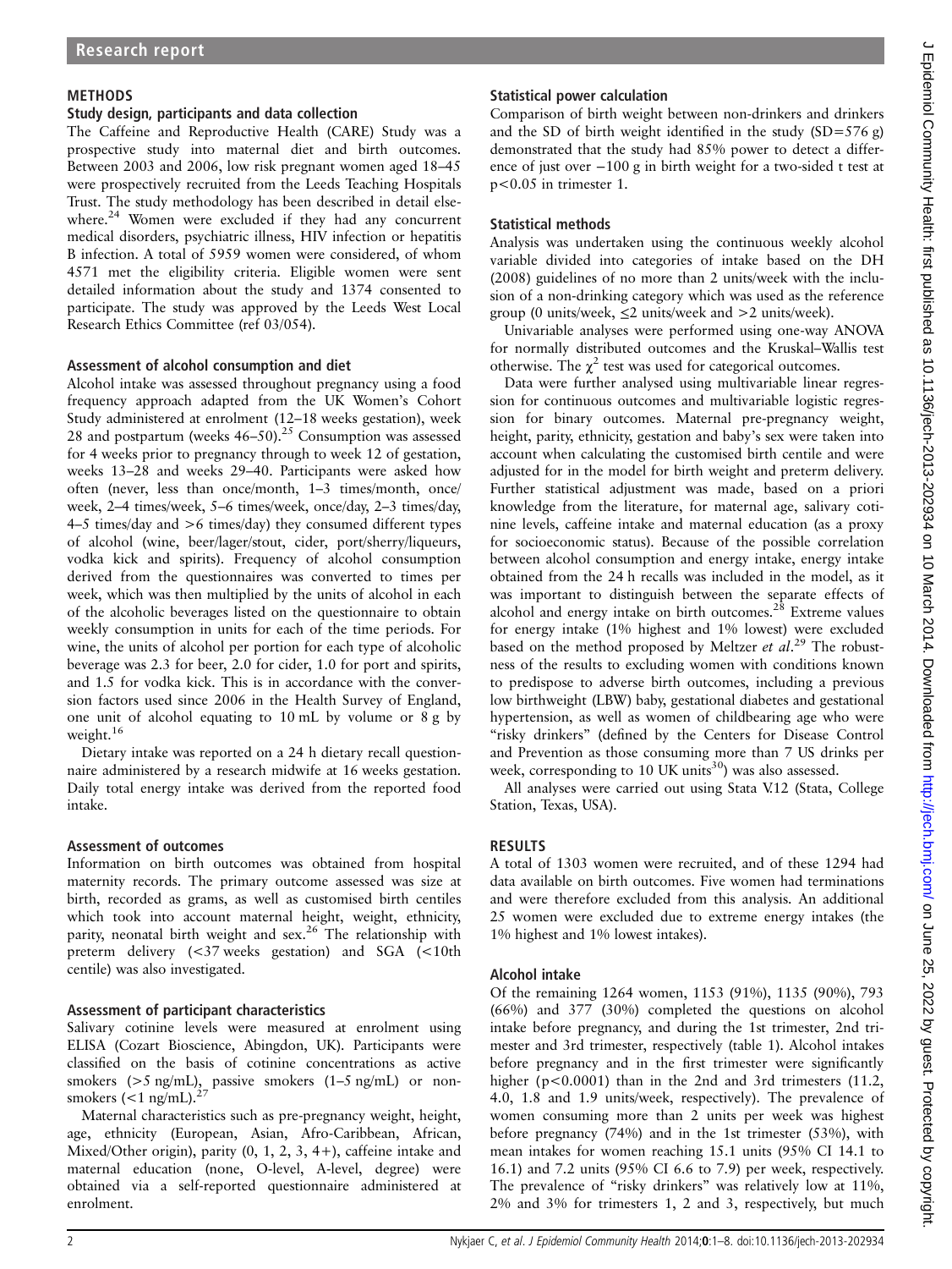## METHODS

### Study design, participants and data collection

The Caffeine and Reproductive Health (CARE) Study was a prospective study into maternal diet and birth outcomes. Between 2003 and 2006, low risk pregnant women aged 18–45 were prospectively recruited from the Leeds Teaching Hospitals Trust. The study methodology has been described in detail elsewhere.[24] Women were excluded if they had any concurrent medical disorders, psychiatric illness, HIV infection or hepatitis B infection. A total of 5959 women were considered, of whom 4571 met the eligibility criteria. Eligible women were sent detailed information about the study and 1374 consented to participate. The study was approved by the Leeds West Local Research Ethics Committee (ref 03/054).

### Assessment of alcohol consumption and diet

Alcohol intake was assessed throughout pregnancy using a food frequency approach adapted from the UK Women's Cohort Study administered at enrolment (12–18 weeks gestation), week 28 and postpartum (weeks 46–50).[25] Consumption was assessed for 4 weeks prior to pregnancy through to week 12 of gestation, weeks 13–28 and weeks 29–40. Participants were asked how often (never, less than once/month, 1–3 times/month, once/week, 2–4 times/week, 5–6 times/week, once/day, 2–3 times/day, 4–5 times/day and >6 times/day) they consumed different types of alcohol (wine, beer/lager/stout, cider, port/sherry/liqueurs, vodka kick and spirits). Frequency of alcohol consumption derived from the questionnaires was converted to times per week, which was then multiplied by the units of alcohol in each of the alcoholic beverages listed on the questionnaire to obtain weekly consumption in units for each of the time periods. For wine, the units of alcohol per portion for each type of alcoholic beverage was 2.3 for beer, 2.0 for cider, 1.0 for port and spirits, and 1.5 for vodka kick. This is in accordance with the conversion factors used since 2006 in the Health Survey of England, one unit of alcohol equating to 10 mL by volume or 8 g by weight.[16]

Dietary intake was reported on a 24 h dietary recall questionnaire administered by a research midwife at 16 weeks gestation. Daily total energy intake was derived from the reported food intake.

### Assessment of outcomes

Information on birth outcomes was obtained from hospital maternity records. The primary outcome assessed was size at birth, recorded as grams, as well as customised birth centiles which took into account maternal height, weight, ethnicity, parity, neonatal birth weight and sex.[26] The relationship with preterm delivery (<37 weeks gestation) and SGA (<10th centile) was also investigated.

### Assessment of participant characteristics

Salivary cotinine levels were measured at enrolment using ELISA (Cozart Bioscience, Abingdon, UK). Participants were classified on the basis of cotinine concentrations as active smokers (>5 ng/mL), passive smokers (1–5 ng/mL) or non-smokers (<1 ng/mL).[27]

Maternal characteristics such as pre-pregnancy weight, height, age, ethnicity (European, Asian, Afro-Caribbean, African, Mixed/Other origin), parity (0, 1, 2, 3, 4+), caffeine intake and maternal education (none, O-level, A-level, degree) were obtained via a self-reported questionnaire administered at enrolment.

### Statistical power calculation

Comparison of birth weight between non-drinkers and drinkers and the SD of birth weight identified in the study (SD=576 g) demonstrated that the study had 85% power to detect a difference of just over −100 g in birth weight for a two-sided t test at $p<0.05$ in trimester 1.

### Statistical methods

Analysis was undertaken using the continuous weekly alcohol variable divided into categories of intake based on the DH (2008) guidelines of no more than 2 units/week with the inclusion of a non-drinking category which was used as the reference group (0 units/week, ≤2 units/week and >2 units/week).

Univariable analyses were performed using one-way ANOVA for normally distributed outcomes and the Kruskal–Wallis test otherwise. The $\chi^2$ test was used for categorical outcomes.

Data were further analysed using multivariable linear regression for continuous outcomes and multivariable logistic regression for binary outcomes. Maternal pre-pregnancy weight, height, parity, ethnicity, gestation and baby's sex were taken into account when calculating the customised birth centile and were adjusted for in the model for birth weight and preterm delivery. Further statistical adjustment was made, based on a priori knowledge from the literature, for maternal age, salivary cotinine levels, caffeine intake and maternal education (as a proxy for socioeconomic status). Because of the possible correlation between alcohol consumption and energy intake, energy intake obtained from the 24 h recalls was included in the model, as it was important to distinguish between the separate effects of alcohol and energy intake on birth outcomes.[28] Extreme values for energy intake (1% highest and 1% lowest) were excluded based on the method proposed by Meltzer *et al*.[29] The robustness of the results to excluding women with conditions known to predispose to adverse birth outcomes, including a previous low birthweight (LBW) baby, gestational diabetes and gestational hypertension, as well as women of childbearing age who were "risky drinkers" (defined by the Centers for Disease Control and Prevention as those consuming more than 7 US drinks per week, corresponding to 10 UK units[30]) was also assessed.

All analyses were carried out using Stata V.12 (Stata, College Station, Texas, USA).

## RESULTS

A total of 1303 women were recruited, and of these 1294 had data available on birth outcomes. Five women had terminations and were therefore excluded from this analysis. An additional 25 women were excluded due to extreme energy intakes (the 1% highest and 1% lowest intakes).

### Alcohol intake

Of the remaining 1264 women, 1153 (91%), 1135 (90%), 793 (66%) and 377 (30%) completed the questions on alcohol intake before pregnancy, and during the 1st trimester, 2nd trimester and 3rd trimester, respectively (table 1). Alcohol intakes before pregnancy and in the first trimester were significantly higher ($p<0.0001$) than in the 2nd and 3rd trimesters (11.2, 4.0, 1.8 and 1.9 units/week, respectively). The prevalence of women consuming more than 2 units per week was highest before pregnancy (74%) and in the 1st trimester (53%), with mean intakes for women reaching 15.1 units (95% CI 14.1 to 16.1) and 7.2 units (95% CI 6.6 to 7.9) per week, respectively. The prevalence of "risky drinkers" was relatively low at 11%, 2% and 3% for trimesters 1, 2 and 3, respectively, but much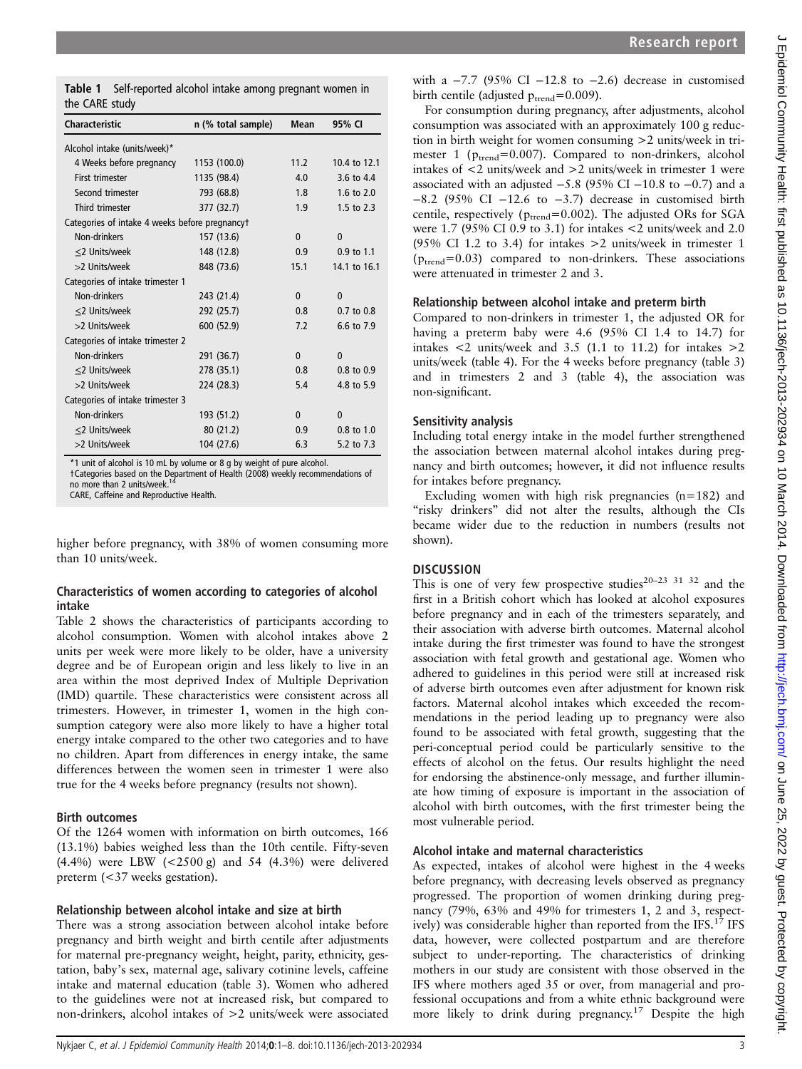**Table 1** Self-reported alcohol intake among pregnant women in the CARE study

| Characteristic | n (% total sample) | Mean | 95% CI |
|---|---|---|---|
| Alcohol intake (units/week)* | | | |
| 4 Weeks before pregnancy | 1153 (100.0) | 11.2 | 10.4 to 12.1 |
| First trimester | 1135 (98.4) | 4.0 | 3.6 to 4.4 |
| Second trimester | 793 (68.8) | 1.8 | 1.6 to 2.0 |
| Third trimester | 377 (32.7) | 1.9 | 1.5 to 2.3 |
| Categories of intake 4 weeks before pregnancy† | | | |
| Non-drinkers | 157 (13.6) | 0 | 0 |
| ≤2 Units/week | 148 (12.8) | 0.9 | 0.9 to 1.1 |
| >2 Units/week | 848 (73.6) | 15.1 | 14.1 to 16.1 |
| Categories of intake trimester 1 | | | |
| Non-drinkers | 243 (21.4) | 0 | 0 |
| ≤2 Units/week | 292 (25.7) | 0.8 | 0.7 to 0.8 |
| >2 Units/week | 600 (52.9) | 7.2 | 6.6 to 7.9 |
| Categories of intake trimester 2 | | | |
| Non-drinkers | 291 (36.7) | 0 | 0 |
| ≤2 Units/week | 278 (35.1) | 0.8 | 0.8 to 0.9 |
| >2 Units/week | 224 (28.3) | 5.4 | 4.8 to 5.9 |
| Categories of intake trimester 3 | | | |
| Non-drinkers | 193 (51.2) | 0 | 0 |
| ≤2 Units/week | 80 (21.2) | 0.9 | 0.8 to 1.0 |
| >2 Units/week | 104 (27.6) | 6.3 | 5.2 to 7.3 |

*1 unit of alcohol is 10 mL by volume or 8 g by weight of pure alcohol.
†Categories based on the Department of Health (2008) weekly recommendations of no more than 2 units/week.[14]
CARE, Caffeine and Reproductive Health.

higher before pregnancy, with 38% of women consuming more than 10 units/week.

### Characteristics of women according to categories of alcohol intake

Table 2 shows the characteristics of participants according to alcohol consumption. Women with alcohol intakes above 2 units per week were more likely to be older, have a university degree and be of European origin and less likely to live in an area within the most deprived Index of Multiple Deprivation (IMD) quartile. These characteristics were consistent across all trimesters. However, in trimester 1, women in the high consumption category were also more likely to have a higher total energy intake compared to the other two categories and to have no children. Apart from differences in energy intake, the same differences between the women seen in trimester 1 were also true for the 4 weeks before pregnancy (results not shown).

### Birth outcomes

Of the 1264 women with information on birth outcomes, 166 (13.1%) babies weighed less than the 10th centile. Fifty-seven (4.4%) were LBW (<2500 g) and 54 (4.3%) were delivered preterm (<37 weeks gestation).

### Relationship between alcohol intake and size at birth

There was a strong association between alcohol intake before pregnancy and birth weight and birth centile after adjustments for maternal pre-pregnancy weight, height, parity, ethnicity, gestation, baby's sex, maternal age, salivary cotinine levels, caffeine intake and maternal education (table 3). Women who adhered to the guidelines were not at increased risk, but compared to non-drinkers, alcohol intakes of >2 units/week were associated with a −7.7 (95% CI −12.8 to −2.6) decrease in customised birth centile (adjusted $p_{trend}$=0.009).

For consumption during pregnancy, after adjustments, alcohol consumption was associated with an approximately 100 g reduction in birth weight for women consuming >2 units/week in trimester 1 ($p_{trend}$=0.007). Compared to non-drinkers, alcohol intakes of <2 units/week and >2 units/week in trimester 1 were associated with an adjusted −5.8 (95% CI −10.8 to −0.7) and a −8.2 (95% CI −12.6 to −3.7) decrease in customised birth centile, respectively ($p_{trend}$=0.002). The adjusted ORs for SGA were 1.7 (95% CI 0.9 to 3.1) for intakes <2 units/week and 2.0 (95% CI 1.2 to 3.4) for intakes >2 units/week in trimester 1 ($p_{trend}$=0.03) compared to non-drinkers. These associations were attenuated in trimester 2 and 3.

### Relationship between alcohol intake and preterm birth

Compared to non-drinkers in trimester 1, the adjusted OR for having a preterm baby were 4.6 (95% CI 1.4 to 14.7) for intakes <2 units/week and 3.5 (1.1 to 11.2) for intakes >2 units/week (table 4). For the 4 weeks before pregnancy (table 3) and in trimesters 2 and 3 (table 4), the association was non-significant.

### Sensitivity analysis

Including total energy intake in the model further strengthened the association between maternal alcohol intakes during pregnancy and birth outcomes; however, it did not influence results for intakes before pregnancy.

Excluding women with high risk pregnancies (n=182) and "risky drinkers" did not alter the results, although the CIs became wider due to the reduction in numbers (results not shown).

## DISCUSSION

This is one of very few prospective studies[20–23 31 32] and the first in a British cohort which has looked at alcohol exposures before pregnancy and in each of the trimesters separately, and their association with adverse birth outcomes. Maternal alcohol intake during the first trimester was found to have the strongest association with fetal growth and gestational age. Women who adhered to guidelines in this period were still at increased risk of adverse birth outcomes even after adjustment for known risk factors. Maternal alcohol intakes which exceeded the recommendations in the period leading up to pregnancy were also found to be associated with fetal growth, suggesting that the peri-conceptual period could be particularly sensitive to the effects of alcohol on the fetus. Our results highlight the need for endorsing the abstinence-only message, and further illuminate how timing of exposure is important in the association of alcohol with birth outcomes, with the first trimester being the most vulnerable period.

### Alcohol intake and maternal characteristics

As expected, intakes of alcohol were highest in the 4 weeks before pregnancy, with decreasing levels observed as pregnancy progressed. The proportion of women drinking during pregnancy (79%, 63% and 49% for trimesters 1, 2 and 3, respectively) was considerable higher than reported from the IFS.[17] IFS data, however, were collected postpartum and are therefore subject to under-reporting. The characteristics of drinking mothers in our study are consistent with those observed in the IFS where mothers aged 35 or over, from managerial and professional occupations and from a white ethnic background were more likely to drink during pregnancy.[17] Despite the high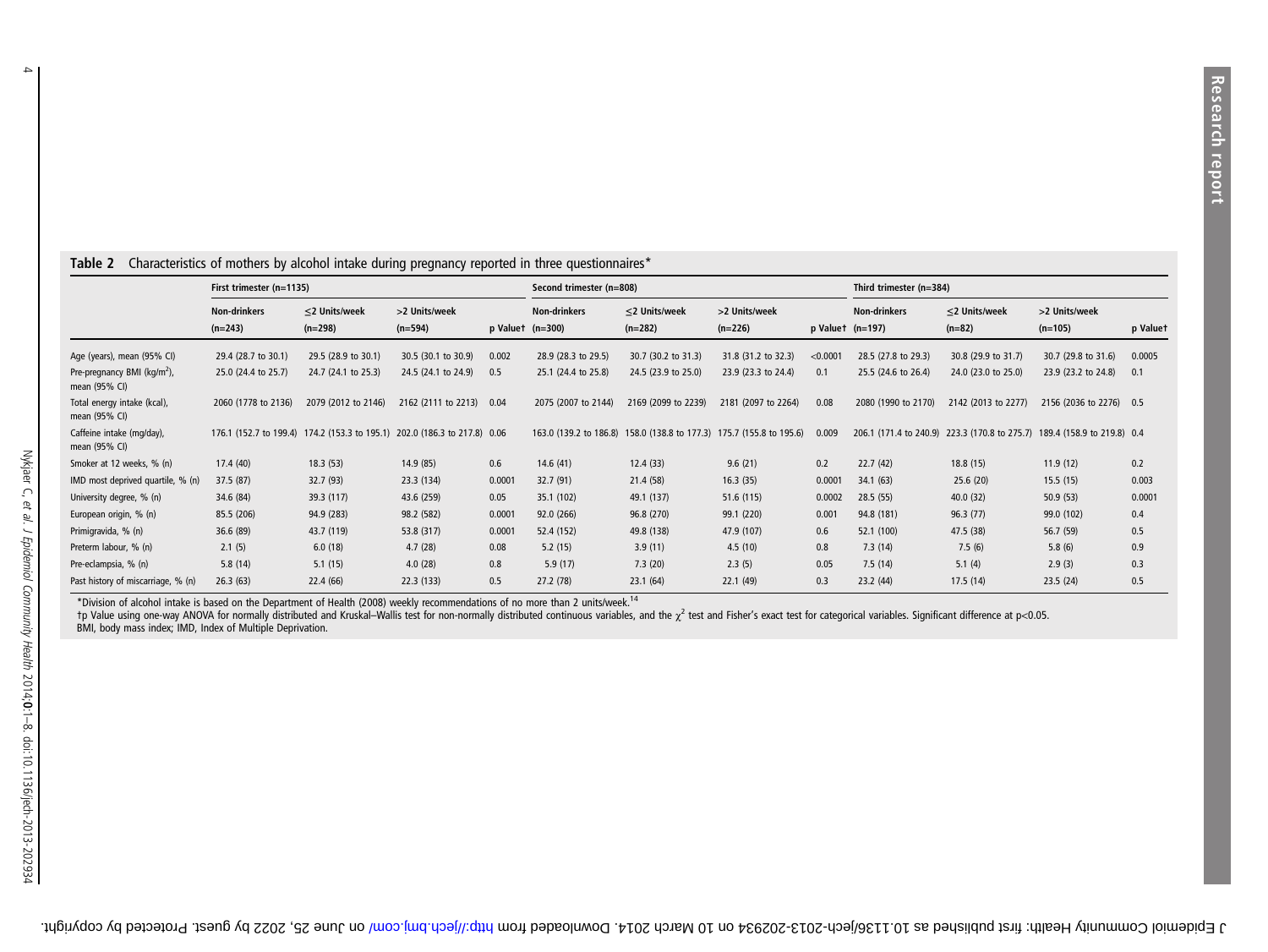**Table 2** Characteristics of mothers by alcohol intake during pregnancy reported in three questionnaires*

| | First trimester (n=1135) | | | | Second trimester (n=808) | | | | Third trimester (n=384) | | | |
|---|---|---|---|---|---|---|---|---|---|---|---|---|
| | Non-drinkers (n=243) | ≤2 Units/week (n=298) | >2 Units/week (n=594) | p Value† | Non-drinkers (n=300) | ≤2 Units/week (n=282) | >2 Units/week (n=226) | p Value† | Non-drinkers (n=197) | ≤2 Units/week (n=82) | >2 Units/week (n=105) | p Value† |
| Age (years), mean (95% CI) | 29.4 (28.7 to 30.1) | 29.5 (28.9 to 30.1) | 30.5 (30.1 to 30.9) | 0.002 | 28.9 (28.3 to 29.5) | 30.7 (30.2 to 31.3) | 31.8 (31.2 to 32.3) | <0.0001 | 28.5 (27.8 to 29.3) | 30.8 (29.9 to 31.7) | 30.7 (29.8 to 31.6) | 0.0005 |
| Pre-pregnancy BMI (kg/m$^2$), mean (95% CI) | 25.0 (24.4 to 25.7) | 24.7 (24.1 to 25.3) | 24.5 (24.1 to 24.9) | 0.5 | 25.1 (24.4 to 25.8) | 24.5 (23.9 to 25.0) | 23.9 (23.3 to 24.4) | 0.1 | 25.5 (24.6 to 26.4) | 24.0 (23.0 to 25.0) | 23.9 (23.2 to 24.8) | 0.1 |
| Total energy intake (kcal), mean (95% CI) | 2060 (1778 to 2136) | 2079 (2012 to 2146) | 2162 (2111 to 2213) | 0.04 | 2075 (2007 to 2144) | 2169 (2099 to 2239) | 2181 (2097 to 2264) | 0.08 | 2080 (1990 to 2170) | 2142 (2013 to 2277) | 2156 (2036 to 2276) | 0.5 |
| Caffeine intake (mg/day), mean (95% CI) | 176.1 (152.7 to 199.4) | 174.2 (153.3 to 195.1) | 202.0 (186.3 to 217.8) | 0.06 | 163.0 (139.2 to 186.8) | 158.0 (138.8 to 177.3) | 175.7 (155.8 to 195.6) | 0.009 | 206.1 (171.4 to 240.9) | 223.3 (170.8 to 275.7) | 189.4 (158.9 to 219.8) | 0.4 |
| Smoker at 12 weeks, % (n) | 17.4 (40) | 18.3 (53) | 14.9 (85) | 0.6 | 14.6 (41) | 12.4 (33) | 9.6 (21) | 0.2 | 22.7 (42) | 18.8 (15) | 11.9 (12) | 0.2 |
| IMD most deprived quartile, % (n) | 37.5 (87) | 32.7 (93) | 23.3 (134) | 0.0001 | 32.7 (91) | 21.4 (58) | 16.3 (35) | 0.0001 | 34.1 (63) | 25.6 (20) | 15.5 (15) | 0.003 |
| University degree, % (n) | 34.6 (84) | 39.3 (117) | 43.6 (259) | 0.05 | 35.1 (102) | 49.1 (137) | 51.6 (115) | 0.0002 | 28.5 (55) | 40.0 (32) | 50.9 (53) | 0.0001 |
| European origin, % (n) | 85.5 (206) | 94.9 (283) | 98.2 (582) | 0.0001 | 92.0 (266) | 96.8 (270) | 99.1 (220) | 0.001 | 94.8 (181) | 96.3 (77) | 99.0 (102) | 0.4 |
| Primigravida, % (n) | 36.6 (89) | 43.7 (119) | 53.8 (317) | 0.0001 | 52.4 (152) | 49.8 (138) | 47.9 (107) | 0.6 | 52.1 (100) | 47.5 (38) | 56.7 (59) | 0.5 |
| Preterm labour, % (n) | 2.1 (5) | 6.0 (18) | 4.7 (28) | 0.08 | 5.2 (15) | 3.9 (11) | 4.5 (10) | 0.8 | 7.3 (14) | 7.5 (6) | 5.8 (6) | 0.9 |
| Pre-eclampsia, % (n) | 5.8 (14) | 5.1 (15) | 4.0 (28) | 0.8 | 5.9 (17) | 7.3 (20) | 2.3 (5) | 0.05 | 7.5 (14) | 5.1 (4) | 2.9 (3) | 0.3 |
| Past history of miscarriage, % (n) | 26.3 (63) | 22.4 (66) | 22.3 (133) | 0.5 | 27.2 (78) | 23.1 (64) | 22.1 (49) | 0.3 | 23.2 (44) | 17.5 (14) | 23.5 (24) | 0.5 |

*Division of alcohol intake is based on the Department of Health (2008) weekly recommendations of no more than 2 units/week.[14]
†p Value using one-way ANOVA for normally distributed and Kruskal–Wallis test for non-normally distributed continuous variables, and the $\chi^2$ test and Fisher's exact test for categorical variables. Significant difference at p<0.05.
BMI, body mass index; IMD, Index of Multiple Deprivation.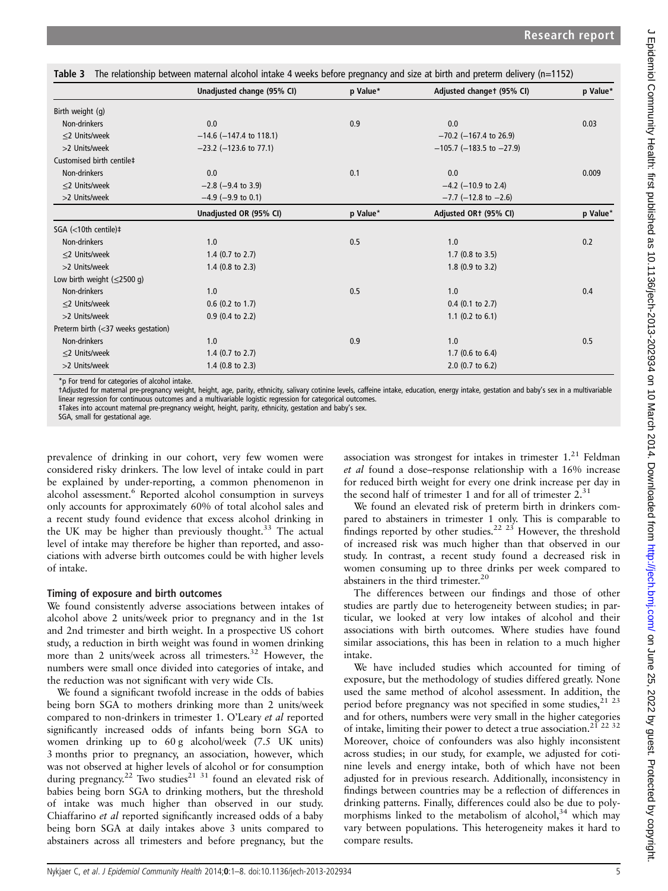**Table 3** The relationship between maternal alcohol intake 4 weeks before pregnancy and size at birth and preterm delivery (n=1152)

| | Unadjusted change (95% CI) | p Value* | Adjusted change† (95% CI) | p Value* |
|---|---|---|---|---|
| Birth weight (g) | | | | |
| Non-drinkers | 0.0 | 0.9 | 0.0 | 0.03 |
| ≤2 Units/week | −14.6 (−147.4 to 118.1) | | −70.2 (−167.4 to 26.9) | |
| >2 Units/week | −23.2 (−123.6 to 77.1) | | −105.7 (−183.5 to −27.9) | |
| Customised birth centile‡ | | | | |
| Non-drinkers | 0.0 | 0.1 | 0.0 | 0.009 |
| ≤2 Units/week | −2.8 (−9.4 to 3.9) | | −4.2 (−10.9 to 2.4) | |
| >2 Units/week | −4.9 (−9.9 to 0.1) | | −7.7 (−12.8 to −2.6) | |
| | **Unadjusted OR (95% CI)** | **p Value*** | **Adjusted OR† (95% CI)** | **p Value*** |
| SGA (<10th centile)‡ | | | | |
| Non-drinkers | 1.0 | 0.5 | 1.0 | 0.2 |
| ≤2 Units/week | 1.4 (0.7 to 2.7) | | 1.7 (0.8 to 3.5) | |
| >2 Units/week | 1.4 (0.8 to 2.3) | | 1.8 (0.9 to 3.2) | |
| Low birth weight (≤2500 g) | | | | |
| Non-drinkers | 1.0 | 0.5 | 1.0 | 0.4 |
| ≤2 Units/week | 0.6 (0.2 to 1.7) | | 0.4 (0.1 to 2.7) | |
| >2 Units/week | 0.9 (0.4 to 2.2) | | 1.1 (0.2 to 6.1) | |
| Preterm birth (<37 weeks gestation) | | | | |
| Non-drinkers | 1.0 | 0.9 | 1.0 | 0.5 |
| ≤2 Units/week | 1.4 (0.7 to 2.7) | | 1.7 (0.6 to 6.4) | |
| >2 Units/week | 1.4 (0.8 to 2.3) | | 2.0 (0.7 to 6.2) | |

*p For trend for categories of alcohol intake.
†Adjusted for maternal pre-pregnancy weight, height, age, parity, ethnicity, salivary cotinine levels, caffeine intake, education, energy intake, gestation and baby's sex in a multivariable linear regression for continuous outcomes and a multivariable logistic regression for categorical outcomes.
‡Takes into account maternal pre-pregnancy weight, height, parity, ethnicity, gestation and baby's sex.
SGA, small for gestational age.

prevalence of drinking in our cohort, very few women were considered risky drinkers. The low level of intake could in part be explained by under-reporting, a common phenomenon in alcohol assessment.[6] Reported alcohol consumption in surveys only accounts for approximately 60% of total alcohol sales and a recent study found evidence that excess alcohol drinking in the UK may be higher than previously thought.[33] The actual level of intake may therefore be higher than reported, and associations with adverse birth outcomes could be with higher levels of intake.

### Timing of exposure and birth outcomes

We found consistently adverse associations between intakes of alcohol above 2 units/week prior to pregnancy and in the 1st and 2nd trimester and birth weight. In a prospective US cohort study, a reduction in birth weight was found in women drinking more than 2 units/week across all trimesters.[32] However, the numbers were small once divided into categories of intake, and the reduction was not significant with very wide CIs.

We found a significant twofold increase in the odds of babies being born SGA to mothers drinking more than 2 units/week compared to non-drinkers in trimester 1. O'Leary *et al* reported significantly increased odds of infants being born SGA to women drinking up to 60 g alcohol/week (7.5 UK units) 3 months prior to pregnancy, an association, however, which was not observed at higher levels of alcohol or for consumption during pregnancy.[22] Two studies[21 31] found an elevated risk of babies being born SGA to drinking mothers, but the threshold of intake was much higher than observed in our study. Chiaffarino *et al* reported significantly increased odds of a baby being born SGA at daily intakes above 3 units compared to abstainers across all trimesters and before pregnancy, but the association was strongest for intakes in trimester 1.[21] Feldman *et al* found a dose–response relationship with a 16% increase for reduced birth weight for every one drink increase per day in the second half of trimester 1 and for all of trimester 2.[31]

We found an elevated risk of preterm birth in drinkers compared to abstainers in trimester 1 only. This is comparable to findings reported by other studies.[22 23] However, the threshold of increased risk was much higher than that observed in our study. In contrast, a recent study found a decreased risk in women consuming up to three drinks per week compared to abstainers in the third trimester.[20]

The differences between our findings and those of other studies are partly due to heterogeneity between studies; in particular, we looked at very low intakes of alcohol and their associations with birth outcomes. Where studies have found similar associations, this has been in relation to a much higher intake.

We have included studies which accounted for timing of exposure, but the methodology of studies differed greatly. None used the same method of alcohol assessment. In addition, the period before pregnancy was not specified in some studies,[21 23] and for others, numbers were very small in the higher categories of intake, limiting their power to detect a true association.[21 22 32] Moreover, choice of confounders was also highly inconsistent across studies; in our study, for example, we adjusted for cotinine levels and energy intake, both of which have not been adjusted for in previous research. Additionally, inconsistency in findings between countries may be a reflection of differences in drinking patterns. Finally, differences could also be due to polymorphisms linked to the metabolism of alcohol,[34] which may vary between populations. This heterogeneity makes it hard to compare results.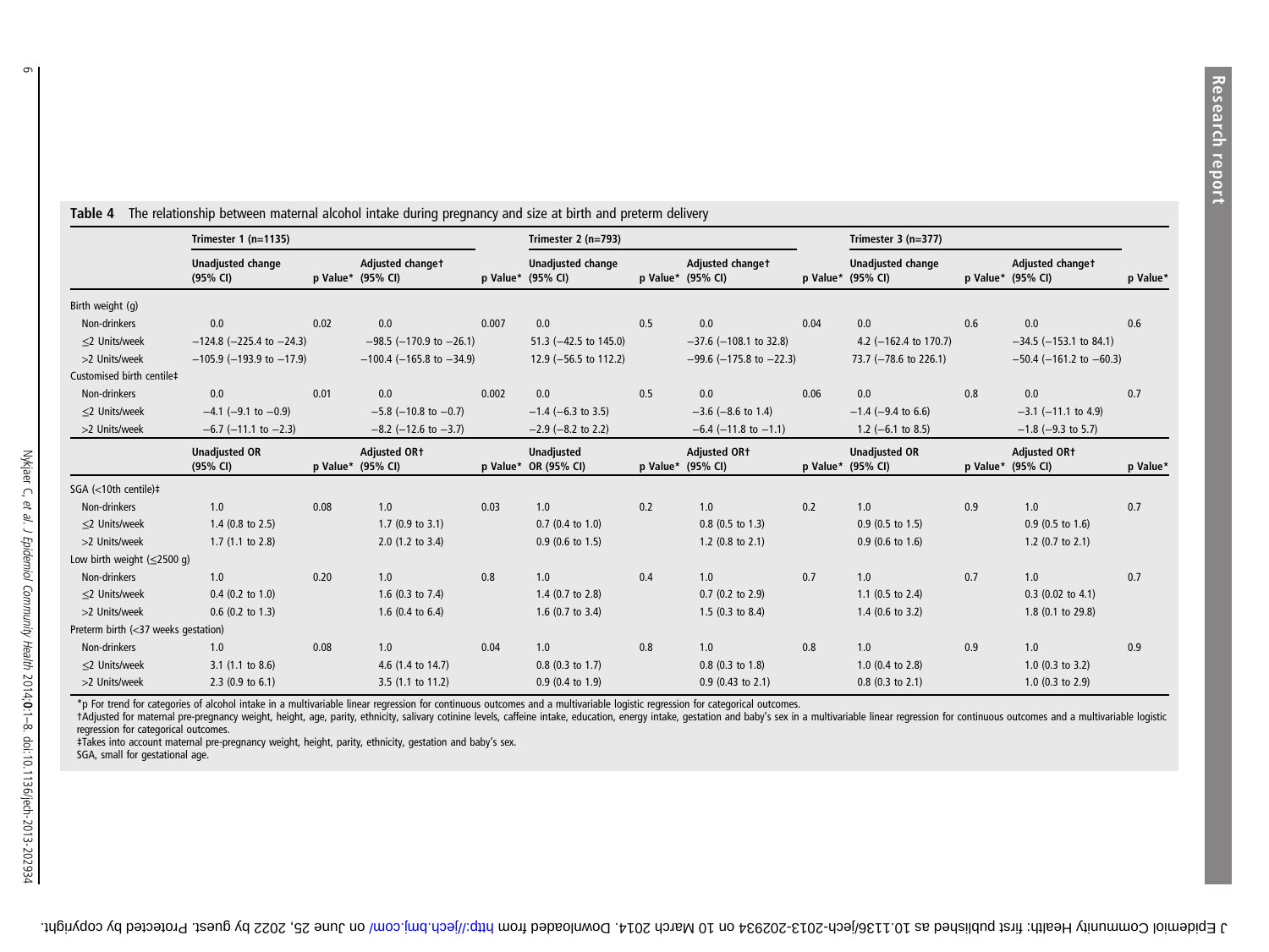**Table 4** The relationship between maternal alcohol intake during pregnancy and size at birth and preterm delivery

| | Trimester 1 (n=1135) | | | | Trimester 2 (n=793) | | | | Trimester 3 (n=377) | | | |
|---|---|---|---|---|---|---|---|---|---|---|---|---|
| | Unadjusted change (95% CI) | p Value* | Adjusted change† (95% CI) | p Value* | Unadjusted change (95% CI) | p Value* | Adjusted change† (95% CI) | p Value* | Unadjusted change (95% CI) | p Value* | Adjusted change† (95% CI) | p Value* |
| Birth weight (g) | | | | | | | | | | | | |
| Non-drinkers | 0.0 | 0.02 | 0.0 | 0.007 | 0.0 | 0.5 | 0.0 | 0.04 | 0.0 | 0.6 | 0.0 | 0.6 |
| ≤2 Units/week | −124.8 (−225.4 to −24.3) | | −98.5 (−170.9 to −26.1) | | 51.3 (−42.5 to 145.0) | | −37.6 (−108.1 to 32.8) | | 4.2 (−162.4 to 170.7) | | −34.5 (−153.1 to 84.1) | |
| >2 Units/week | −105.9 (−193.9 to −17.9) | | −100.4 (−165.8 to −34.9) | | 12.9 (−56.5 to 112.2) | | −99.6 (−175.8 to −22.3) | | 73.7 (−78.6 to 226.1) | | −50.4 (−161.2 to −60.3) | |
| Customised birth centile‡ | | | | | | | | | | | | |
| Non-drinkers | 0.0 | 0.01 | 0.0 | 0.002 | 0.0 | 0.5 | 0.0 | 0.06 | 0.0 | 0.8 | 0.0 | 0.7 |
| ≤2 Units/week | −4.1 (−9.1 to −0.9) | | −5.8 (−10.8 to −0.7) | | −1.4 (−6.3 to 3.5) | | −3.6 (−8.6 to 1.4) | | −1.4 (−9.4 to 6.6) | | −3.1 (−11.1 to 4.9) | |
| >2 Units/week | −6.7 (−11.1 to −2.3) | | −8.2 (−12.6 to −3.7) | | −2.9 (−8.2 to 2.2) | | −6.4 (−11.8 to −1.1) | | 1.2 (−6.1 to 8.5) | | −1.8 (−9.3 to 5.7) | |
| | Unadjusted OR (95% CI) | p Value* | Adjusted OR† (95% CI) | p Value* | Unadjusted OR (95% CI) | p Value* | Adjusted OR† (95% CI) | p Value* | Unadjusted OR (95% CI) | p Value* | Adjusted OR† (95% CI) | p Value* |
| SGA (<10th centile)‡ | | | | | | | | | | | | |
| Non-drinkers | 1.0 | 0.08 | 1.0 | 0.03 | 1.0 | 0.2 | 1.0 | 0.2 | 1.0 | 0.9 | 1.0 | 0.7 |
| ≤2 Units/week | 1.4 (0.8 to 2.5) | | 1.7 (0.9 to 3.1) | | 0.7 (0.4 to 1.0) | | 0.8 (0.5 to 1.3) | | 0.9 (0.5 to 1.5) | | 0.9 (0.5 to 1.6) | |
| >2 Units/week | 1.7 (1.1 to 2.8) | | 2.0 (1.2 to 3.4) | | 0.9 (0.6 to 1.5) | | 1.2 (0.8 to 2.1) | | 0.9 (0.6 to 1.6) | | 1.2 (0.7 to 2.1) | |
| Low birth weight (≤2500 g) | | | | | | | | | | | | |
| Non-drinkers | 1.0 | 0.20 | 1.0 | 0.8 | 1.0 | 0.4 | 1.0 | 0.7 | 1.0 | 0.7 | 1.0 | 0.7 |
| ≤2 Units/week | 0.4 (0.2 to 1.0) | | 1.6 (0.3 to 7.4) | | 1.4 (0.7 to 2.8) | | 0.7 (0.2 to 2.9) | | 1.1 (0.5 to 2.4) | | 0.3 (0.02 to 4.1) | |
| >2 Units/week | 0.6 (0.2 to 1.3) | | 1.6 (0.4 to 6.4) | | 1.6 (0.7 to 3.4) | | 1.5 (0.3 to 8.4) | | 1.4 (0.6 to 3.2) | | 1.8 (0.1 to 29.8) | |
| Preterm birth (<37 weeks gestation) | | | | | | | | | | | | |
| Non-drinkers | 1.0 | 0.08 | 1.0 | 0.04 | 1.0 | 0.8 | 1.0 | 0.8 | 1.0 | 0.9 | 1.0 | 0.9 |
| ≤2 Units/week | 3.1 (1.1 to 8.6) | | 4.6 (1.4 to 14.7) | | 0.8 (0.3 to 1.7) | | 0.8 (0.3 to 1.8) | | 1.0 (0.4 to 2.8) | | 1.0 (0.3 to 3.2) | |
| >2 Units/week | 2.3 (0.9 to 6.1) | | 3.5 (1.1 to 11.2) | | 0.9 (0.4 to 1.9) | | 0.9 (0.43 to 2.1) | | 0.8 (0.3 to 2.1) | | 1.0 (0.3 to 2.9) | |

*p For trend for categories of alcohol intake in a multivariable linear regression for continuous outcomes and a multivariable logistic regression for categorical outcomes.
†Adjusted for maternal pre-pregnancy weight, height, age, parity, ethnicity, salivary cotinine levels, caffeine intake, education, energy intake, gestation and baby's sex in a multivariable linear regression for continuous outcomes and a multivariable logistic regression for categorical outcomes.
‡Takes into account maternal pre-pregnancy weight, height, parity, ethnicity, gestation and baby's sex.
SGA, small for gestational age.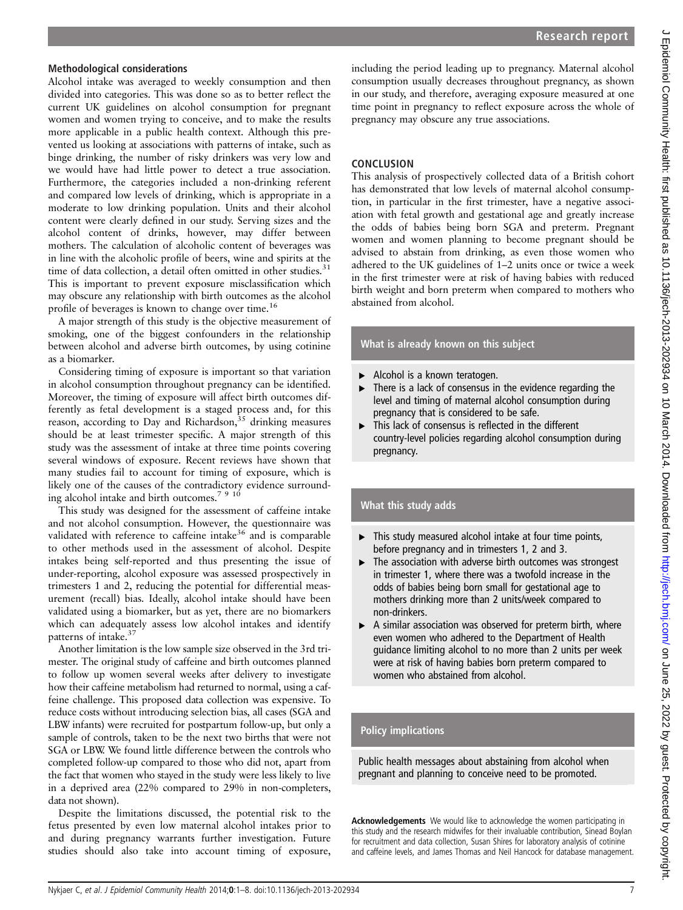### Methodological considerations

Alcohol intake was averaged to weekly consumption and then divided into categories. This was done so as to better reflect the current UK guidelines on alcohol consumption for pregnant women and women trying to conceive, and to make the results more applicable in a public health context. Although this prevented us looking at associations with patterns of intake, such as binge drinking, the number of risky drinkers was very low and we would have had little power to detect a true association. Furthermore, the categories included a non-drinking referent and compared low levels of drinking, which is appropriate in a moderate to low drinking population. Units and their alcohol content were clearly defined in our study. Serving sizes and the alcohol content of drinks, however, may differ between mothers. The calculation of alcoholic content of beverages was in line with the alcoholic profile of beers, wine and spirits at the time of data collection, a detail often omitted in other studies.[31] This is important to prevent exposure misclassification which may obscure any relationship with birth outcomes as the alcohol profile of beverages is known to change over time.[16]

A major strength of this study is the objective measurement of smoking, one of the biggest confounders in the relationship between alcohol and adverse birth outcomes, by using cotinine as a biomarker.

Considering timing of exposure is important so that variation in alcohol consumption throughout pregnancy can be identified. Moreover, the timing of exposure will affect birth outcomes differently as fetal development is a staged process and, for this reason, according to Day and Richardson,[35] drinking measures should be at least trimester specific. A major strength of this study was the assessment of intake at three time points covering several windows of exposure. Recent reviews have shown that many studies fail to account for timing of exposure, which is likely one of the causes of the contradictory evidence surrounding alcohol intake and birth outcomes.[7 9 10]

This study was designed for the assessment of caffeine intake and not alcohol consumption. However, the questionnaire was validated with reference to caffeine intake[36] and is comparable to other methods used in the assessment of alcohol. Despite intakes being self-reported and thus presenting the issue of under-reporting, alcohol exposure was assessed prospectively in trimesters 1 and 2, reducing the potential for differential measurement (recall) bias. Ideally, alcohol intake should have been validated using a biomarker, but as yet, there are no biomarkers which can adequately assess low alcohol intakes and identify patterns of intake.[37]

Another limitation is the low sample size observed in the 3rd trimester. The original study of caffeine and birth outcomes planned to follow up women several weeks after delivery to investigate how their caffeine metabolism had returned to normal, using a caffeine challenge. This proposed data collection was expensive. To reduce costs without introducing selection bias, all cases (SGA and LBW infants) were recruited for postpartum follow-up, but only a sample of controls, taken to be the next two births that were not SGA or LBW. We found little difference between the controls who completed follow-up compared to those who did not, apart from the fact that women who stayed in the study were less likely to live in a deprived area (22% compared to 29% in non-completers, data not shown).

Despite the limitations discussed, the potential risk to the fetus presented by even low maternal alcohol intakes prior to and during pregnancy warrants further investigation. Future studies should also take into account timing of exposure, including the period leading up to pregnancy. Maternal alcohol consumption usually decreases throughout pregnancy, as shown in our study, and therefore, averaging exposure measured at one time point in pregnancy to reflect exposure across the whole of pregnancy may obscure any true associations.

## CONCLUSION

This analysis of prospectively collected data of a British cohort has demonstrated that low levels of maternal alcohol consumption, in particular in the first trimester, have a negative association with fetal growth and gestational age and greatly increase the odds of babies being born SGA and preterm. Pregnant women and women planning to become pregnant should be advised to abstain from drinking, as even those women who adhered to the UK guidelines of 1–2 units once or twice a week in the first trimester were at risk of having babies with reduced birth weight and born preterm when compared to mothers who abstained from alcohol.

### What is already known on this subject

- Alcohol is a known teratogen.
- There is a lack of consensus in the evidence regarding the level and timing of maternal alcohol consumption during pregnancy that is considered to be safe.
- This lack of consensus is reflected in the different country-level policies regarding alcohol consumption during pregnancy.

### What this study adds

- This study measured alcohol intake at four time points, before pregnancy and in trimesters 1, 2 and 3.
- The association with adverse birth outcomes was strongest in trimester 1, where there was a twofold increase in the odds of babies being born small for gestational age to mothers drinking more than 2 units/week compared to non-drinkers.
- A similar association was observed for preterm birth, where even women who adhered to the Department of Health guidance limiting alcohol to no more than 2 units per week were at risk of having babies born preterm compared to women who abstained from alcohol.

### Policy implications

Public health messages about abstaining from alcohol when pregnant and planning to conceive need to be promoted.

**Acknowledgements** We would like to acknowledge the women participating in this study and the research midwifes for their invaluable contribution, Sinead Boylan for recruitment and data collection, Susan Shires for laboratory analysis of cotinine and caffeine levels, and James Thomas and Neil Hancock for database management.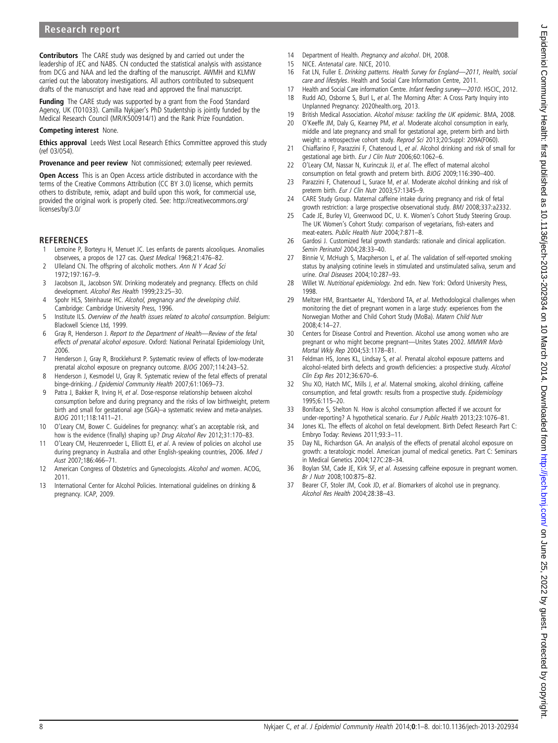**Contributors** The CARE study was designed by and carried out under the leadership of JEC and NABS. CN conducted the statistical analysis with assistance from DCG and NAA and led the drafting of the manuscript. AWMH and KLMW carried out the laboratory investigations. All authors contributed to subsequent drafts of the manuscript and have read and approved the final manuscript.

**Funding** The CARE study was supported by a grant from the Food Standard Agency, UK (T01033). Camilla Nykjaer's PhD Studentship is jointly funded by the Medical Research Council (MR/K500914/1) and the Rank Prize Foundation.

**Competing interest** None.

**Ethics approval** Leeds West Local Research Ethics Committee approved this study (ref 03/054).

**Provenance and peer review** Not commissioned; externally peer reviewed.

**Open Access** This is an Open Access article distributed in accordance with the terms of the Creative Commons Attribution (CC BY 3.0) license, which permits others to distribute, remix, adapt and build upon this work, for commercial use, provided the original work is properly cited. See: http://creativecommons.org/licenses/by/3.0/

## REFERENCES

1. Lemoine P, Borteyru H, Menuet JC. Les enfants de parents alcooliques. Anomalies observees, a propos de 127 cas. *Quest Medical* 1968;21:476–82.
2. Ulleland CN. The offspring of alcoholic mothers. *Ann N Y Acad Sci* 1972;197:167–9.
3. Jacobson JL, Jacobson SW. Drinking moderately and pregnancy. Effects on child development. *Alcohol Res Health* 1999;23:25–30.
4. Spohr HLS, Steinhause HC. *Alcohol, pregnancy and the developing child*. Cambridge: Cambridge University Press, 1996.
5. Institute ILS. *Overview of the health issues related to alcohol consumption*. Belgium: Blackwell Science Ltd, 1999.
6. Gray R, Henderson J. *Report to the Department of Health—Review of the fetal effects of prenatal alcohol exposure*. Oxford: National Perinatal Epidemiology Unit, 2006.
7. Henderson J, Gray R, Brocklehurst P. Systematic review of effects of low-moderate prenatal alcohol exposure on pregnancy outcome. *BJOG* 2007;114:243–52.
8. Henderson J, Kesmodel U, Gray R. Systematic review of the fetal effects of prenatal binge-drinking. *J Epidemiol Community Health* 2007;61:1069–73.
9. Patra J, Bakker R, Irving H, *et al*. Dose-response relationship between alcohol consumption before and during pregnancy and the risks of low birthweight, preterm birth and small for gestational age (SGA)–a systematic review and meta-analyses. *BJOG* 2011;118:1411–21.
10. O'Leary CM, Bower C. Guidelines for pregnancy: what's an acceptable risk, and how is the evidence (finally) shaping up? *Drug Alcohol Rev* 2012;31:170–83.
11. O'Leary CM, Heuzenroeder L, Elliott EJ, *et al*. A review of policies on alcohol use during pregnancy in Australia and other English-speaking countries, 2006. *Med J Aust* 2007;186:466–71.
12. American Congress of Obstetrics and Gynecologists. *Alcohol and women*. ACOG, 2011.
13. International Center for Alcohol Policies. International guidelines on drinking & pregnancy. ICAP, 2009.
14. Department of Health. *Pregnancy and alcohol*. DH, 2008.
15. NICE. *Antenatal care*. NICE, 2010.
16. Fat LN, Fuller E. *Drinking patterns. Health Survey for England—2011, Health, social care and lifestyles*. Health and Social Care Information Centre, 2011.
17. Health and Social Care information Centre. *Infant feeding survey—2010*. HSCIC, 2012.
18. Rudd AO, Osborne S, Burl L, *et al*. The Morning After: A Cross Party Inquiry into Unplanned Pregnancy: 2020health.org, 2013.
19. British Medical Association. *Alcohol misuse: tackling the UK epidemic*. BMA, 2008.
20. O'Keeffe JM, Daly G, Kearney PM, *et al*. Moderate alcohol consumption in early, middle and late pregnancy and small for gestational age, preterm birth and birth weight: a retrospective cohort study. *Reprod Sci* 2013;20:Suppl: 209A(F060).
21. Chiaffarino F, Parazzini F, Chatenoud L, *et al*. Alcohol drinking and risk of small for gestational age birth. *Eur J Clin Nutr* 2006;60:1062–6.
22. O'Leary CM, Nassar N, Kurinczuk JJ, *et al*. The effect of maternal alcohol consumption on fetal growth and preterm birth. *BJOG* 2009;116:390–400.
23. Parazzini F, Chatenoud L, Surace M, *et al*. Moderate alcohol drinking and risk of preterm birth. *Eur J Clin Nutr* 2003;57:1345–9.
24. CARE Study Group. Maternal caffeine intake during pregnancy and risk of fetal growth restriction: a large prospective observational study. *BMJ* 2008;337:a2332.
25. Cade JE, Burley VJ, Greenwood DC, U. K. Women's Cohort Study Steering Group. The UK Women's Cohort Study: comparison of vegetarians, fish-eaters and meat-eaters. *Public Health Nutr* 2004;7:871–8.
26. Gardosi J. Customized fetal growth standards: rationale and clinical application. *Semin Perinatol* 2004;28:33–40.
27. Binnie V, McHugh S, Macpherson L, *et al*. The validation of self-reported smoking status by analysing cotinine levels in stimulated and unstimulated saliva, serum and urine. *Oral Diseases* 2004;10:287–93.
28. Willet W. *Nutritional epidemiology.* 2nd edn. New York: Oxford University Press, 1998.
29. Meltzer HM, Brantsaeter AL, Ydersbond TA, *et al*. Methodological challenges when monitoring the diet of pregnant women in a large study: experiences from the Norwegian Mother and Child Cohort Study (MoBa). *Matern Child Nutr* 2008;4:14–27.
30. Centers for Disease Control and Prevention. Alcohol use among women who are pregnant or who might become pregnant—Unites States 2002. *MMWR Morb Mortal Wkly Rep* 2004;53:1178–81.
31. Feldman HS, Jones KL, Lindsay S, *et al*. Prenatal alcohol exposure patterns and alcohol-related birth defects and growth deficiencies: a prospective study. *Alcohol Clin Exp Res* 2012;36:670–6.
32. Shu XO, Hatch MC, Mills J, *et al*. Maternal smoking, alcohol drinking, caffeine consumption, and fetal growth: results from a prospective study. *Epidemiology* 1995;6:115–20.
33. Boniface S, Shelton N. How is alcohol consumption affected if we account for under-reporting? A hypothetical scenario. *Eur J Public Health* 2013;23:1076–81.
34. Jones KL. The effects of alcohol on fetal development. Birth Defect Research Part C: Embryo Today: Reviews 2011;93:3–11.
35. Day NL, Richardson GA. An analysis of the effects of prenatal alcohol exposure on growth: a teratologic model. American journal of medical genetics. Part C: Seminars in Medical Genetics 2004;127C:28–34.
36. Boylan SM, Cade JE, Kirk SF, *et al*. Assessing caffeine exposure in pregnant women. *Br J Nutr* 2008;100:875–82.
37. Bearer CF, Stoler JM, Cook JD, *et al*. Biomarkers of alcohol use in pregnancy. *Alcohol Res Health* 2004;28:38–43.